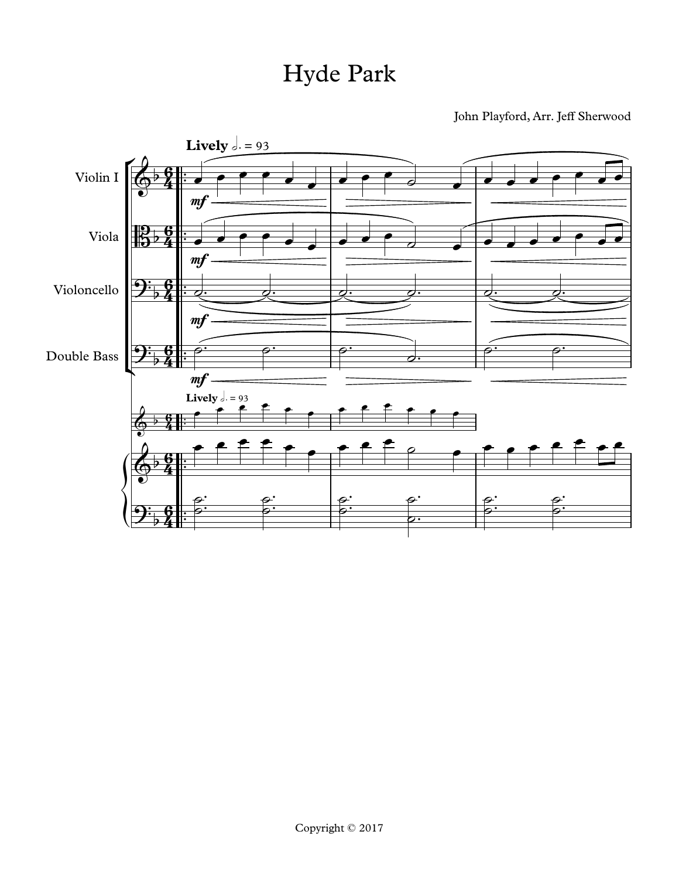# Hyde Park

John Playford, Arr. Jeff Sherwood

Copyright © 2017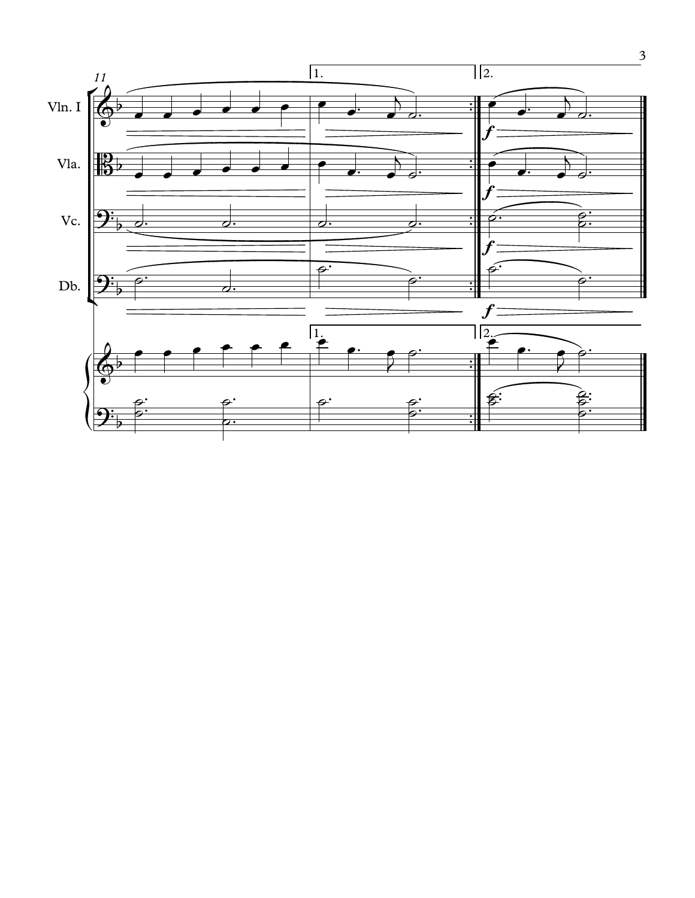11

Vln. I

Vla.

Vc.

Db.

1.

2.

*f*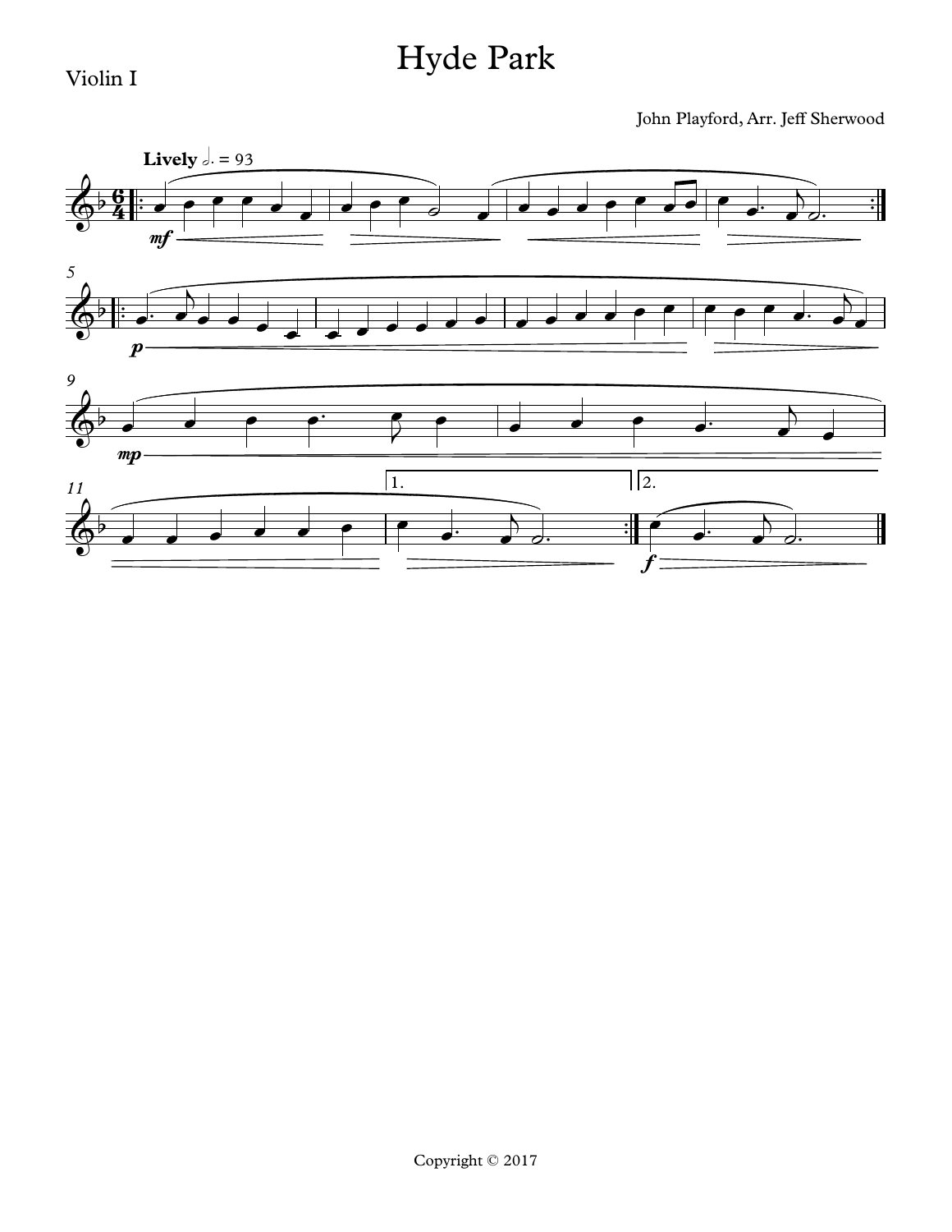# Hyde Park

Violin I

John Playford, Arr. Jeff Sherwood

Copyright © 2017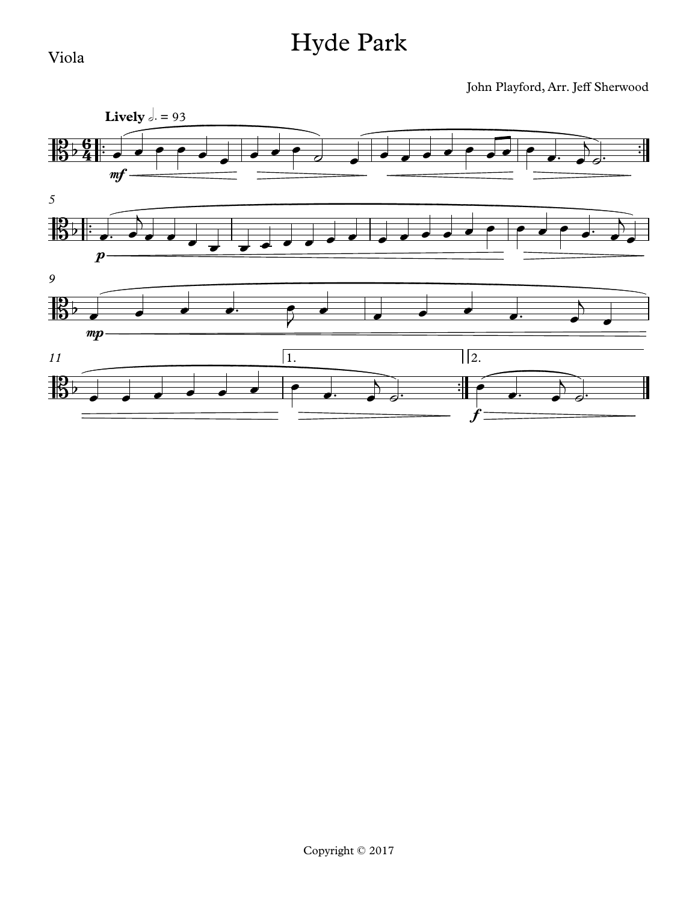# Hyde Park

Viola

John Playford, Arr. Jeff Sherwood

**Lively** 𝅗𝅥. = 93

Copyright © 2017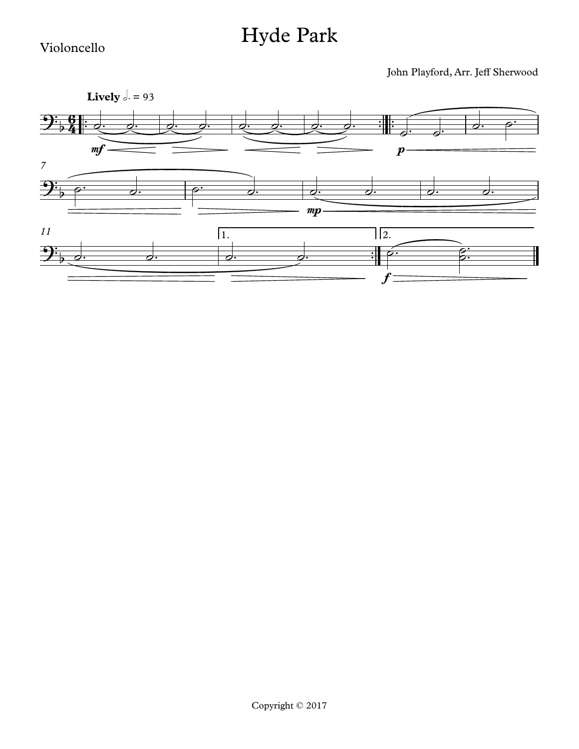# Hyde Park

Violoncello

John Playford, Arr. Jeff Sherwood

**Lively** 𝅗𝅥. = 93

Copyright © 2017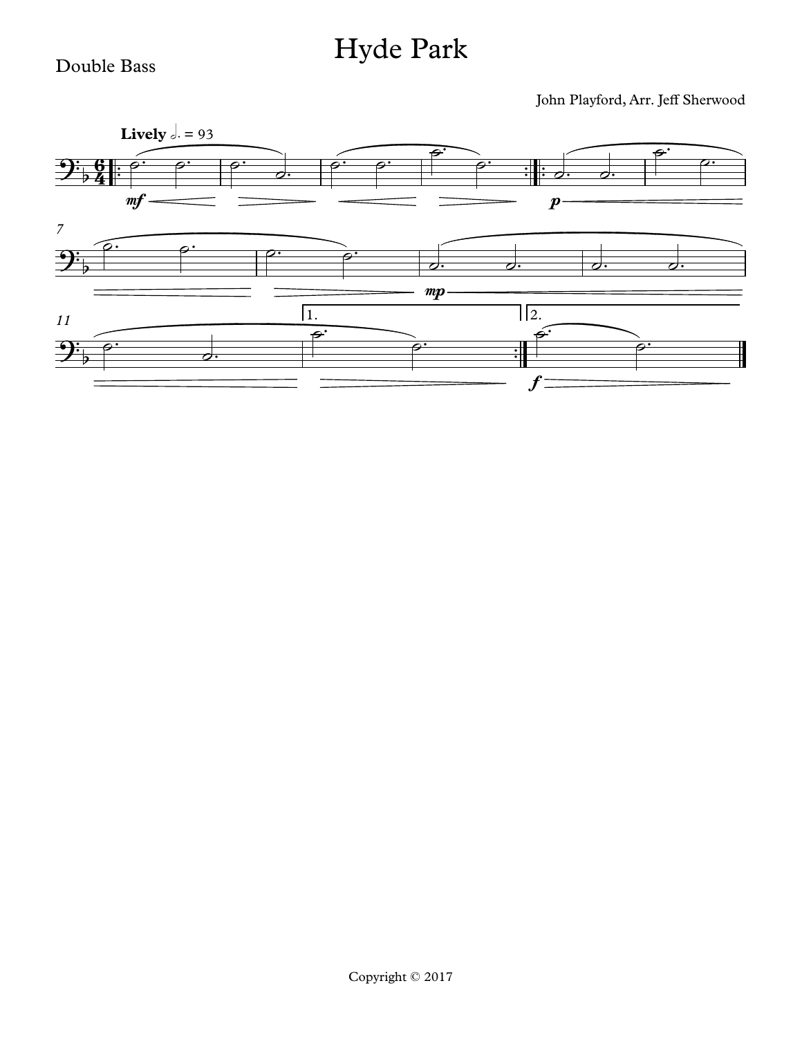# Hyde Park

Double Bass

John Playford, Arr. Jeff Sherwood

Copyright © 2017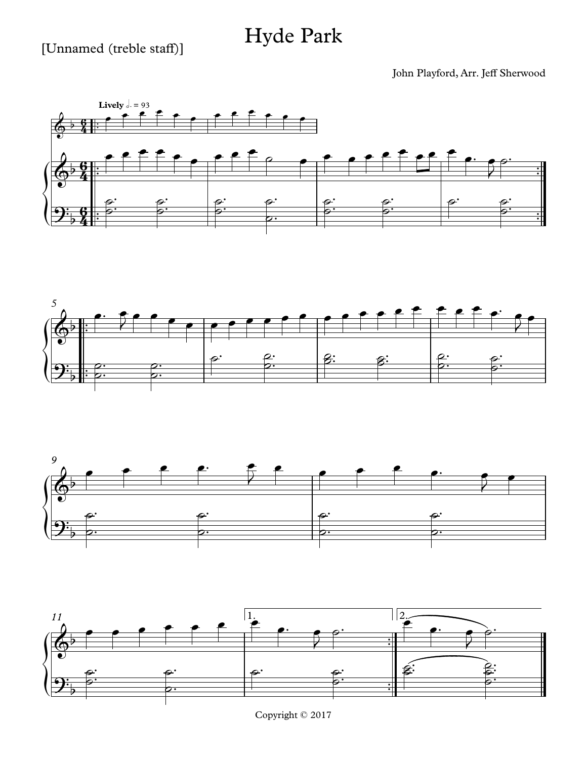# Hyde Park

[Unnamed (treble staff)]

John Playford, Arr. Jeff Sherwood

Copyright © 2017